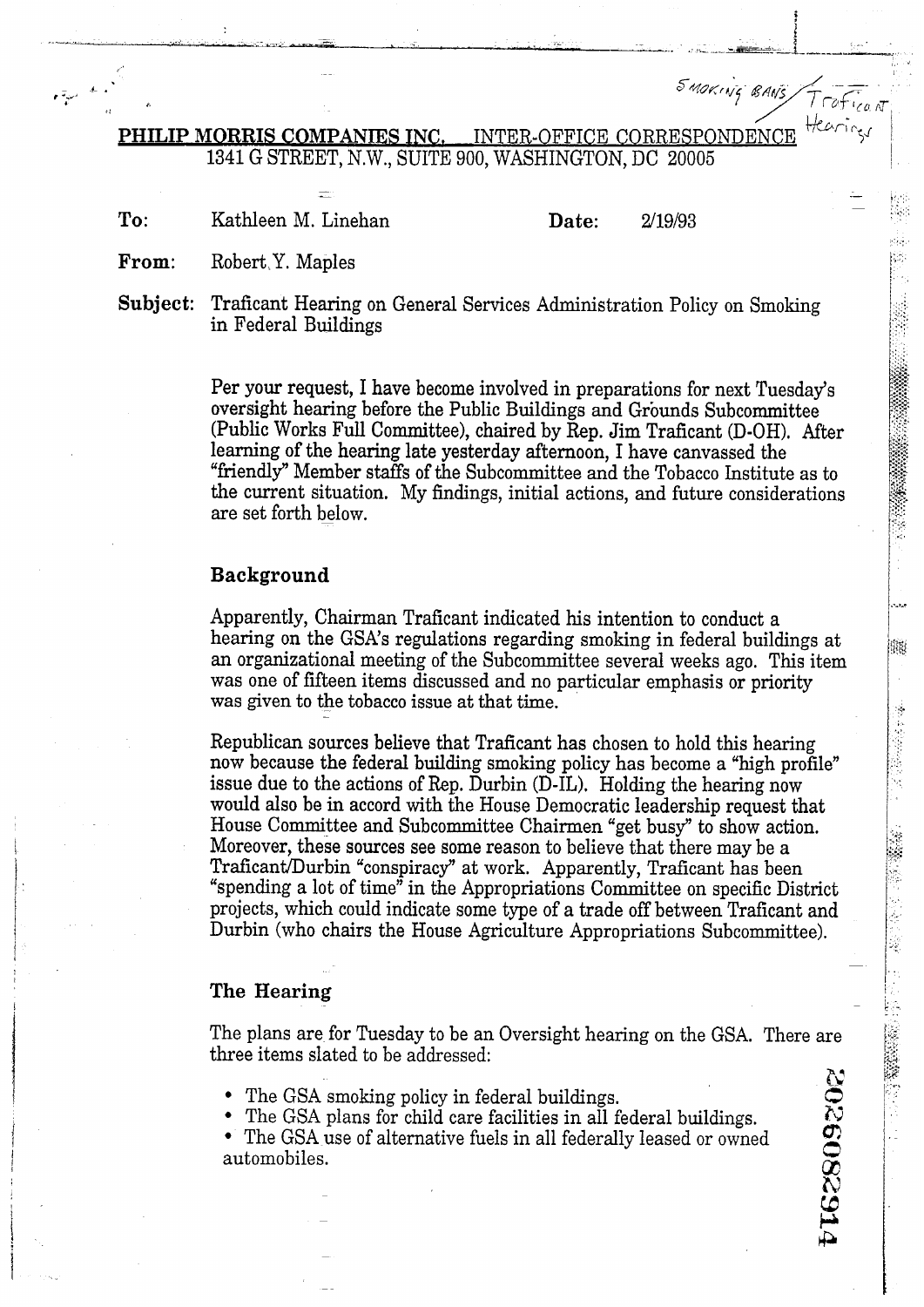Smoking Bans / Traficant Hearings

**PHILIP MORRIS COMPANIES INC.** INTER-OFFICE CORRESPONDENCE
1341 G STREET, N.W., SUITE 900, WASHINGTON, DC 20005

**To:** Kathleen M. Linehan **Date:** 2/19/93

**From:** Robert Y. Maples

**Subject:** Traficant Hearing on General Services Administration Policy on Smoking in Federal Buildings

Per your request, I have become involved in preparations for next Tuesday's oversight hearing before the Public Buildings and Grounds Subcommittee (Public Works Full Committee), chaired by Rep. Jim Traficant (D-OH). After learning of the hearing late yesterday afternoon, I have canvassed the "friendly" Member staffs of the Subcommittee and the Tobacco Institute as to the current situation. My findings, initial actions, and future considerations are set forth below.

## Background

Apparently, Chairman Traficant indicated his intention to conduct a hearing on the GSA's regulations regarding smoking in federal buildings at an organizational meeting of the Subcommittee several weeks ago. This item was one of fifteen items discussed and no particular emphasis or priority was given to the tobacco issue at that time.

Republican sources believe that Traficant has chosen to hold this hearing now because the federal building smoking policy has become a "high profile" issue due to the actions of Rep. Durbin (D-IL). Holding the hearing now would also be in accord with the House Democratic leadership request that House Committee and Subcommittee Chairmen "get busy" to show action. Moreover, these sources see some reason to believe that there may be a Traficant/Durbin "conspiracy" at work. Apparently, Traficant has been "spending a lot of time" in the Appropriations Committee on specific District projects, which could indicate some type of a trade off between Traficant and Durbin (who chairs the House Agriculture Appropriations Subcommittee).

## The Hearing

The plans are for Tuesday to be an Oversight hearing on the GSA. There are three items slated to be addressed:

- The GSA smoking policy in federal buildings.
- The GSA plans for child care facilities in all federal buildings.
- The GSA use of alternative fuels in all federally leased or owned automobiles.

2026082914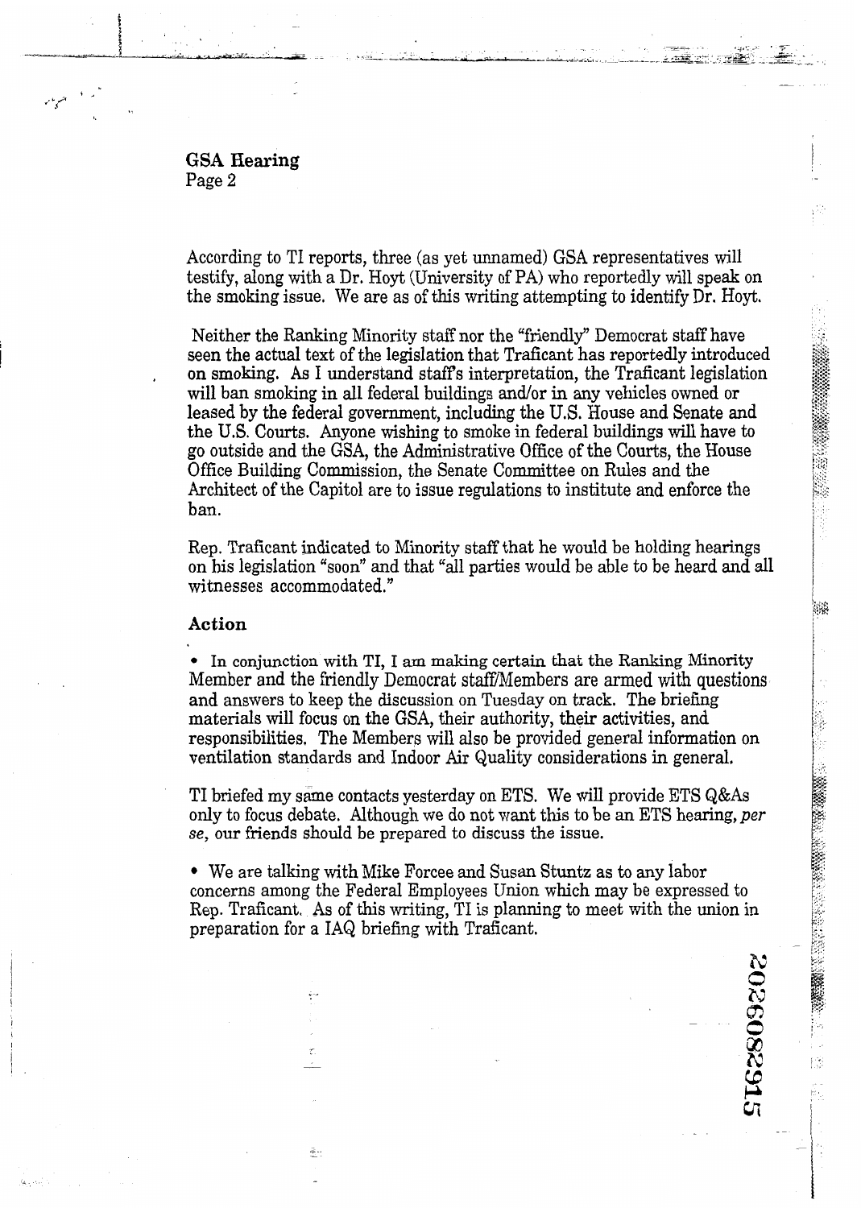**GSA Hearing**
Page 2

According to TI reports, three (as yet unnamed) GSA representatives will testify, along with a Dr. Hoyt (University of PA) who reportedly will speak on the smoking issue. We are as of this writing attempting to identify Dr. Hoyt.

Neither the Ranking Minority staff nor the "friendly" Democrat staff have seen the actual text of the legislation that Traficant has reportedly introduced on smoking. As I understand staff's interpretation, the Traficant legislation will ban smoking in all federal buildings and/or in any vehicles owned or leased by the federal government, including the U.S. House and Senate and the U.S. Courts. Anyone wishing to smoke in federal buildings will have to go outside and the GSA, the Administrative Office of the Courts, the House Office Building Commission, the Senate Committee on Rules and the Architect of the Capitol are to issue regulations to institute and enforce the ban.

Rep. Traficant indicated to Minority staff that he would be holding hearings on his legislation "soon" and that "all parties would be able to be heard and all witnesses accommodated."

### Action

- In conjunction with TI, I am making certain that the Ranking Minority Member and the friendly Democrat staff/Members are armed with questions and answers to keep the discussion on Tuesday on track. The briefing materials will focus on the GSA, their authority, their activities, and responsibilities. The Members will also be provided general information on ventilation standards and Indoor Air Quality considerations in general.

TI briefed my same contacts yesterday on ETS. We will provide ETS Q&As only to focus debate. Although we do not want this to be an ETS hearing, *per se*, our friends should be prepared to discuss the issue.

- We are talking with Mike Forcee and Susan Stuntz as to any labor concerns among the Federal Employees Union which may be expressed to Rep. Traficant. As of this writing, TI is planning to meet with the union in preparation for a IAQ briefing with Traficant.

2026082915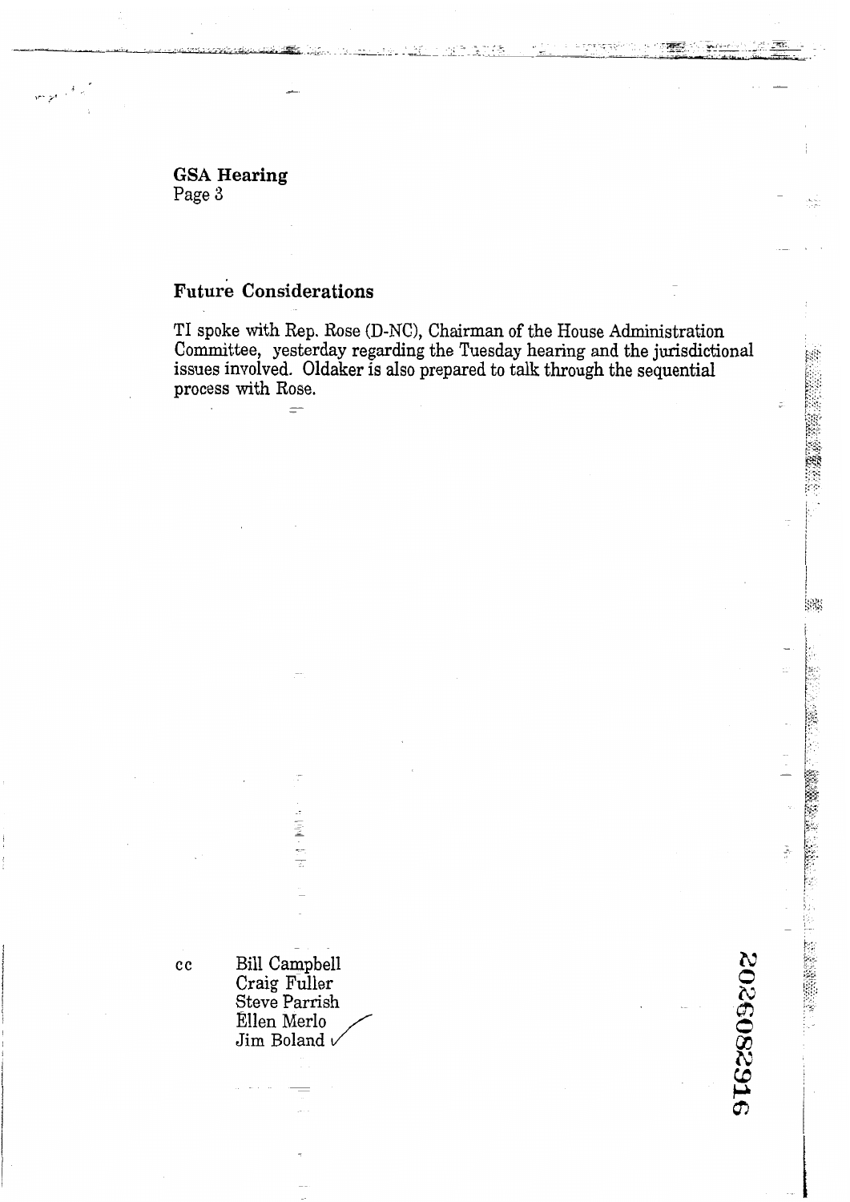**GSA Hearing**
Page 3

## Future Considerations

TI spoke with Rep. Rose (D-NC), Chairman of the House Administration Committee, yesterday regarding the Tuesday hearing and the jurisdictional issues involved. Oldaker is also prepared to talk through the sequential process with Rose.

cc Bill Campbell
Craig Fuller
Steve Parrish
Ellen Merlo
Jim Boland

2026082916